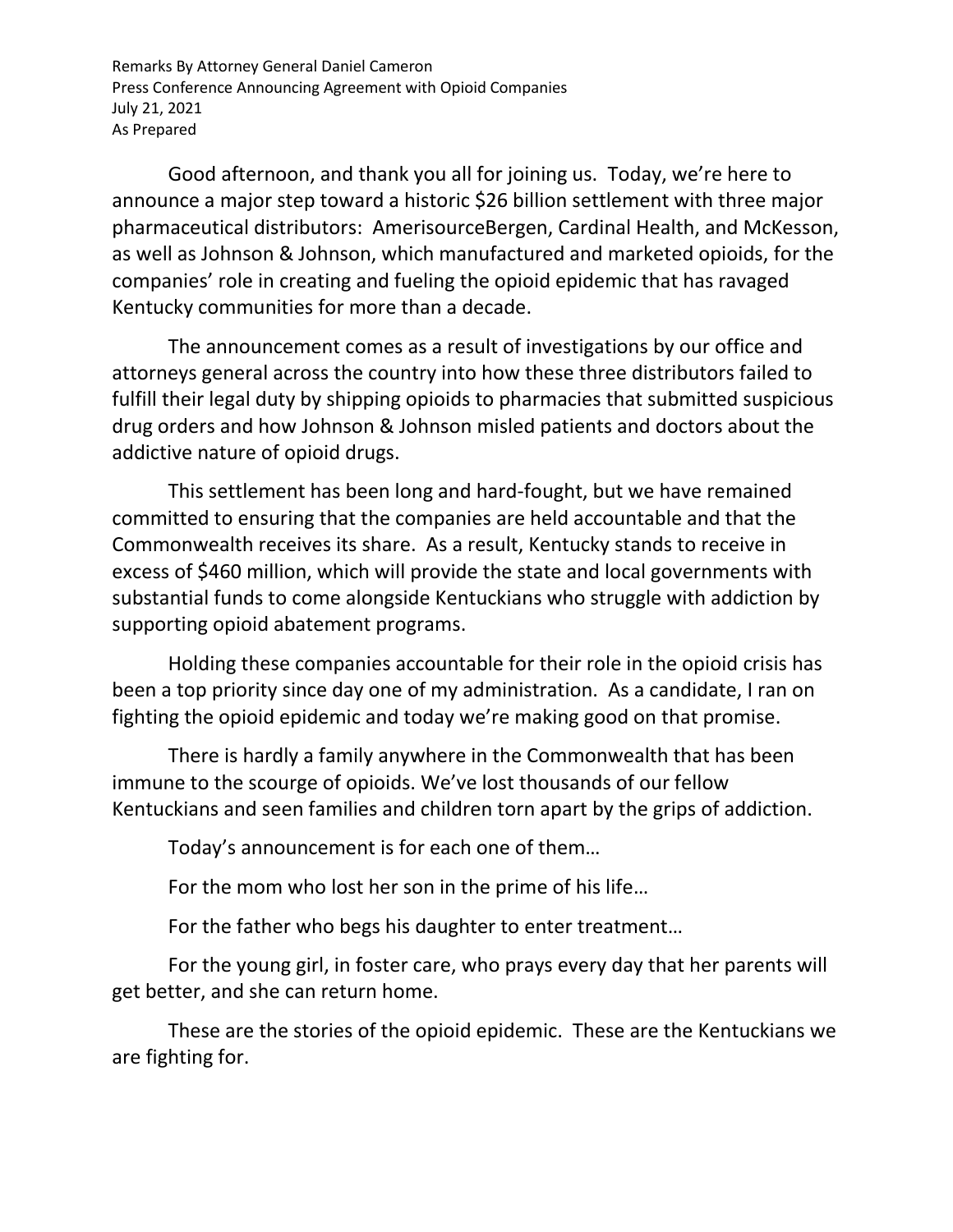Remarks By Attorney General Daniel Cameron
Press Conference Announcing Agreement with Opioid Companies
July 21, 2021
As Prepared

Good afternoon, and thank you all for joining us. Today, we're here to announce a major step toward a historic $26 billion settlement with three major pharmaceutical distributors: AmerisourceBergen, Cardinal Health, and McKesson, as well as Johnson & Johnson, which manufactured and marketed opioids, for the companies' role in creating and fueling the opioid epidemic that has ravaged Kentucky communities for more than a decade.

The announcement comes as a result of investigations by our office and attorneys general across the country into how these three distributors failed to fulfill their legal duty by shipping opioids to pharmacies that submitted suspicious drug orders and how Johnson & Johnson misled patients and doctors about the addictive nature of opioid drugs.

This settlement has been long and hard-fought, but we have remained committed to ensuring that the companies are held accountable and that the Commonwealth receives its share. As a result, Kentucky stands to receive in excess of $460 million, which will provide the state and local governments with substantial funds to come alongside Kentuckians who struggle with addiction by supporting opioid abatement programs.

Holding these companies accountable for their role in the opioid crisis has been a top priority since day one of my administration. As a candidate, I ran on fighting the opioid epidemic and today we're making good on that promise.

There is hardly a family anywhere in the Commonwealth that has been immune to the scourge of opioids. We've lost thousands of our fellow Kentuckians and seen families and children torn apart by the grips of addiction.

Today's announcement is for each one of them…

For the mom who lost her son in the prime of his life…

For the father who begs his daughter to enter treatment…

For the young girl, in foster care, who prays every day that her parents will get better, and she can return home.

These are the stories of the opioid epidemic. These are the Kentuckians we are fighting for.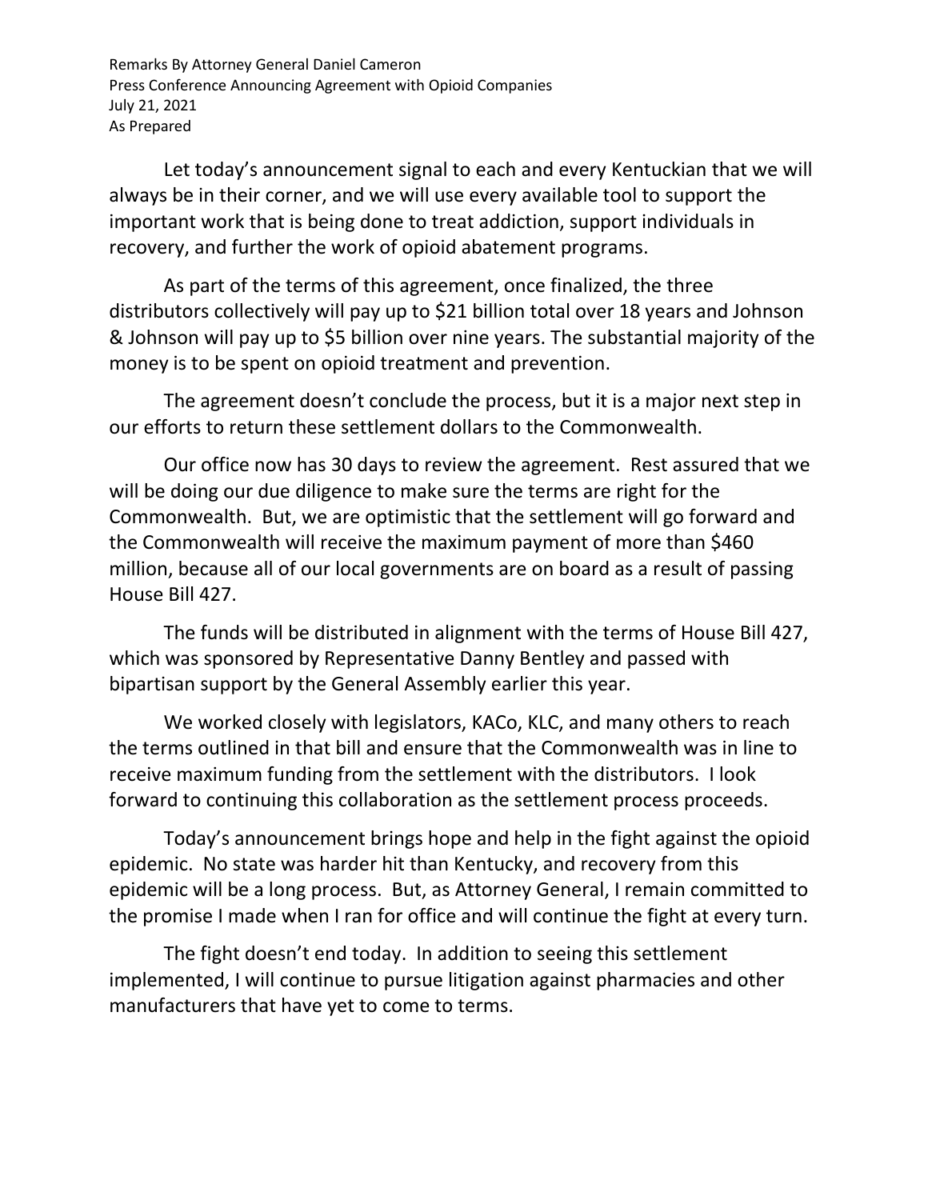Remarks By Attorney General Daniel Cameron
Press Conference Announcing Agreement with Opioid Companies
July 21, 2021
As Prepared

Let today's announcement signal to each and every Kentuckian that we will always be in their corner, and we will use every available tool to support the important work that is being done to treat addiction, support individuals in recovery, and further the work of opioid abatement programs.

As part of the terms of this agreement, once finalized, the three distributors collectively will pay up to $21 billion total over 18 years and Johnson & Johnson will pay up to $5 billion over nine years. The substantial majority of the money is to be spent on opioid treatment and prevention.

The agreement doesn't conclude the process, but it is a major next step in our efforts to return these settlement dollars to the Commonwealth.

Our office now has 30 days to review the agreement. Rest assured that we will be doing our due diligence to make sure the terms are right for the Commonwealth. But, we are optimistic that the settlement will go forward and the Commonwealth will receive the maximum payment of more than $460 million, because all of our local governments are on board as a result of passing House Bill 427.

The funds will be distributed in alignment with the terms of House Bill 427, which was sponsored by Representative Danny Bentley and passed with bipartisan support by the General Assembly earlier this year.

We worked closely with legislators, KACo, KLC, and many others to reach the terms outlined in that bill and ensure that the Commonwealth was in line to receive maximum funding from the settlement with the distributors. I look forward to continuing this collaboration as the settlement process proceeds.

Today's announcement brings hope and help in the fight against the opioid epidemic. No state was harder hit than Kentucky, and recovery from this epidemic will be a long process. But, as Attorney General, I remain committed to the promise I made when I ran for office and will continue the fight at every turn.

The fight doesn't end today. In addition to seeing this settlement implemented, I will continue to pursue litigation against pharmacies and other manufacturers that have yet to come to terms.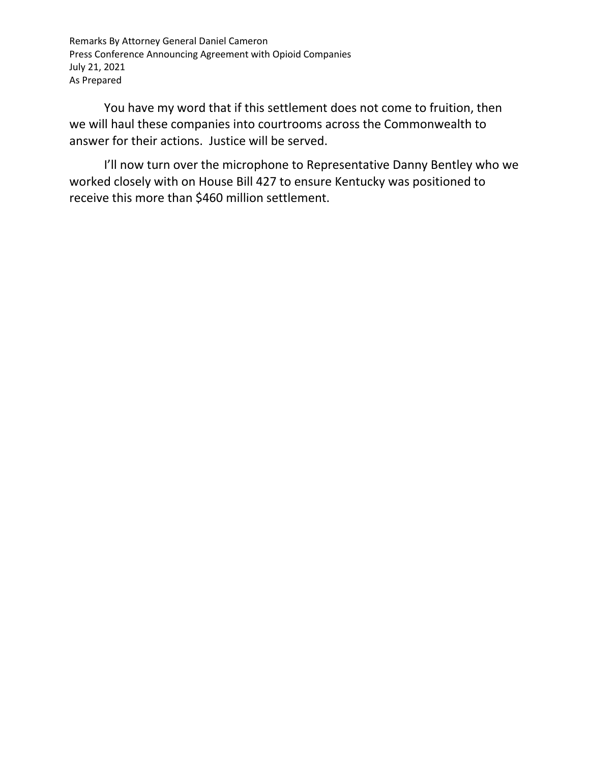You have my word that if this settlement does not come to fruition, then we will haul these companies into courtrooms across the Commonwealth to answer for their actions. Justice will be served.

I'll now turn over the microphone to Representative Danny Bentley who we worked closely with on House Bill 427 to ensure Kentucky was positioned to receive this more than $460 million settlement.